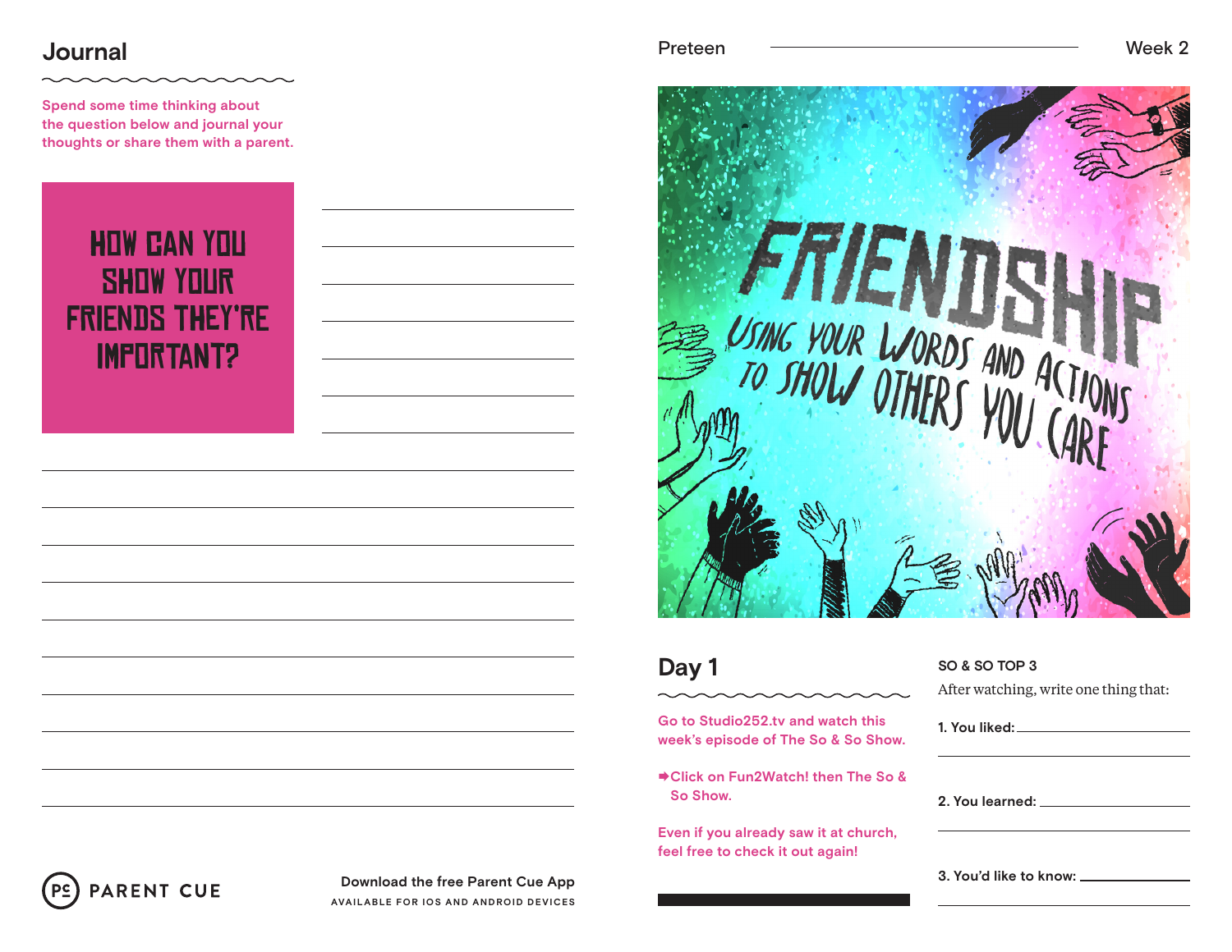## Journal

Spend some time thinking about the question below and journal your thoughts or share them with a parent.

**HOW CAN YOU SHOW YOUR FRIENDS THEY'RE IMPORTANT?**

Download the free Parent Cue App
AVAILABLE FOR IOS AND ANDROID DEVICES

PARENT CUE

Preteen — Week 2

# FRIENDSHIP

USING YOUR WORDS AND ACTIONS TO SHOW OTHERS YOU CARE

## Day 1

Go to Studio252.tv and watch this week's episode of The So & So Show.

➡Click on Fun2Watch! then The So & So Show.

Even if you already saw it at church, feel free to check it out again!

**SO & SO TOP 3**

After watching, write one thing that:

1. You liked:
2. You learned:
3. You'd like to know: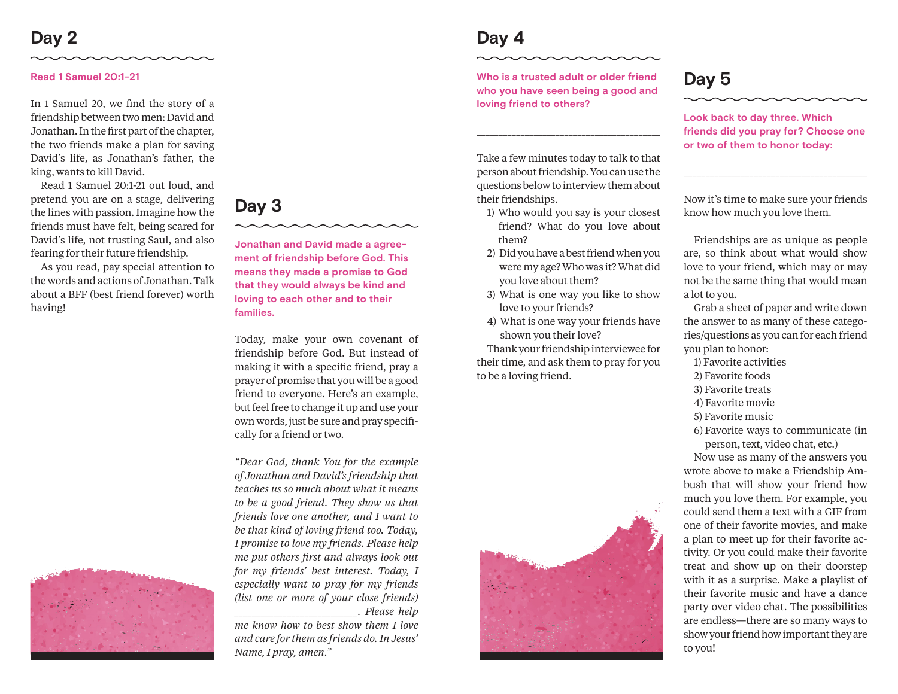## Day 2

**Read 1 Samuel 20:1–21**

In 1 Samuel 20, we find the story of a friendship between two men: David and Jonathan. In the first part of the chapter, the two friends make a plan for saving David's life, as Jonathan's father, the king, wants to kill David.

Read 1 Samuel 20:1-21 out loud, and pretend you are on a stage, delivering the lines with passion. Imagine how the friends must have felt, being scared for David's life, not trusting Saul, and also fearing for their future friendship.

As you read, pay special attention to the words and actions of Jonathan. Talk about a BFF (best friend forever) worth having!

## Day 3

**Jonathan and David made a agreement of friendship before God. This means they made a promise to God that they would always be kind and loving to each other and to their families.**

Today, make your own covenant of friendship before God. But instead of making it with a specific friend, pray a prayer of promise that you will be a good friend to everyone. Here's an example, but feel free to change it up and use your own words, just be sure and pray specifically for a friend or two.

*"Dear God, thank You for the example of Jonathan and David's friendship that teaches us so much about what it means to be a good friend. They show us that friends love one another, and I want to be that kind of loving friend too. Today, I promise to love my friends. Please help me put others first and always look out for my friends' best interest. Today, I especially want to pray for my friends (list one or more of your close friends) \_\_\_\_\_\_\_\_\_\_\_\_\_\_\_\_\_\_\_\_\_\_\_\_. Please help me know how to best show them I love and care for them as friends do. In Jesus' Name, I pray, amen."*

## Day 4

**Who is a trusted adult or older friend who you have seen being a good and loving friend to others?**

\_\_\_\_\_\_\_\_\_\_\_\_\_\_\_\_\_\_\_\_\_\_\_\_\_\_\_\_\_\_\_\_\_\_\_\_

Take a few minutes today to talk to that person about friendship. You can use the questions below to interview them about their friendships.

1) Who would you say is your closest friend? What do you love about them?
2) Did you have a best friend when you were my age? Who was it? What did you love about them?
3) What is one way you like to show love to your friends?
4) What is one way your friends have shown you their love?

Thank your friendship interviewee for their time, and ask them to pray for you to be a loving friend.

## Day 5

**Look back to day three. Which friends did you pray for? Choose one or two of them to honor today:**

\_\_\_\_\_\_\_\_\_\_\_\_\_\_\_\_\_\_\_\_\_\_\_\_\_\_\_\_\_\_\_\_\_\_\_\_

Now it's time to make sure your friends know how much you love them.

Friendships are as unique as people are, so think about what would show love to your friend, which may or may not be the same thing that would mean a lot to you.

Grab a sheet of paper and write down the answer to as many of these categories/questions as you can for each friend you plan to honor:

1) Favorite activities
2) Favorite foods
3) Favorite treats
4) Favorite movie
5) Favorite music
6) Favorite ways to communicate (in person, text, video chat, etc.)

Now use as many of the answers you wrote above to make a Friendship Ambush that will show your friend how much you love them. For example, you could send them a text with a GIF from one of their favorite movies, and make a plan to meet up for their favorite activity. Or you could make their favorite treat and show up on their doorstep with it as a surprise. Make a playlist of their favorite music and have a dance party over video chat. The possibilities are endless—there are so many ways to show your friend how important they are to you!